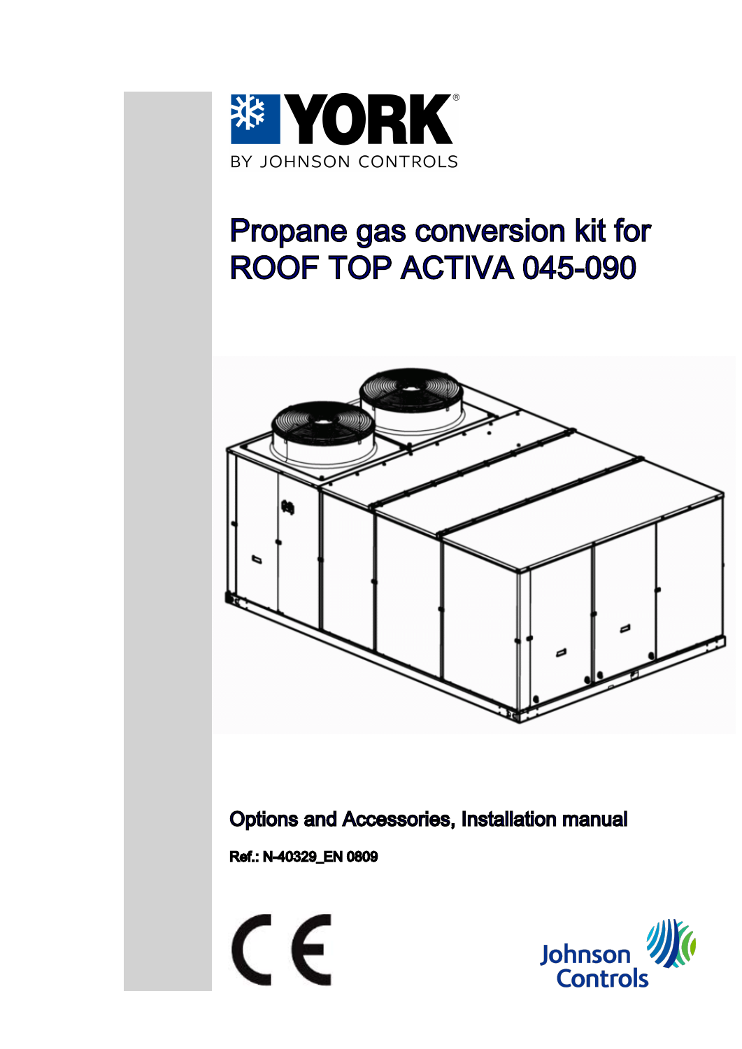YORK
BY JOHNSON CONTROLS

# Propane gas conversion kit for ROOF TOP ACTIVA 045-090

**Options and Accessories, Installation manual**

**Ref.: N-40329_EN 0809**

Johnson Controls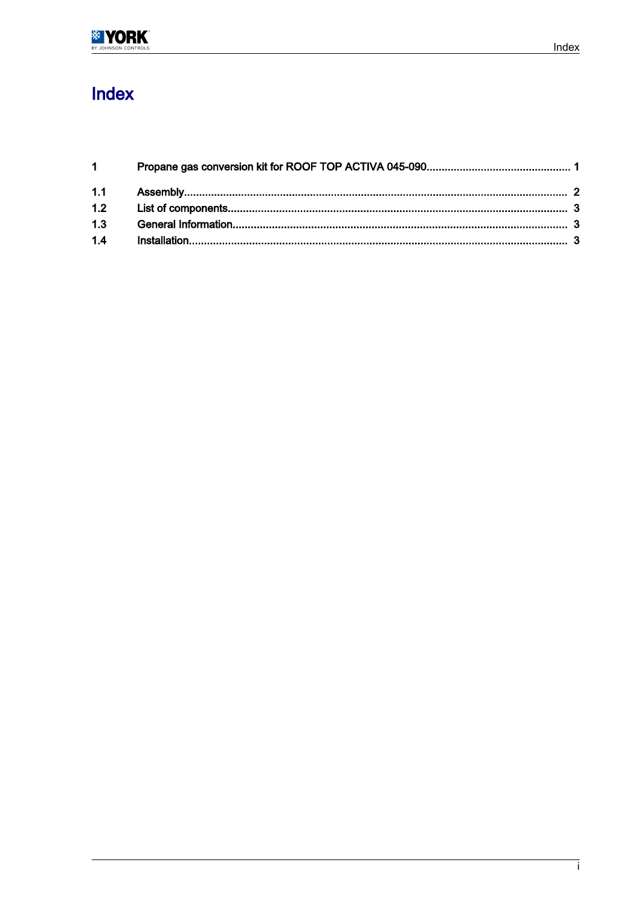# Index

| | | |
|---|---|---|
| **1** | **Propane gas conversion kit for ROOF TOP ACTIVA 045-090** | **1** |
| 1.1 | Assembly | 2 |
| 1.2 | List of components | 3 |
| 1.3 | General Information | 3 |
| 1.4 | Installation | 3 |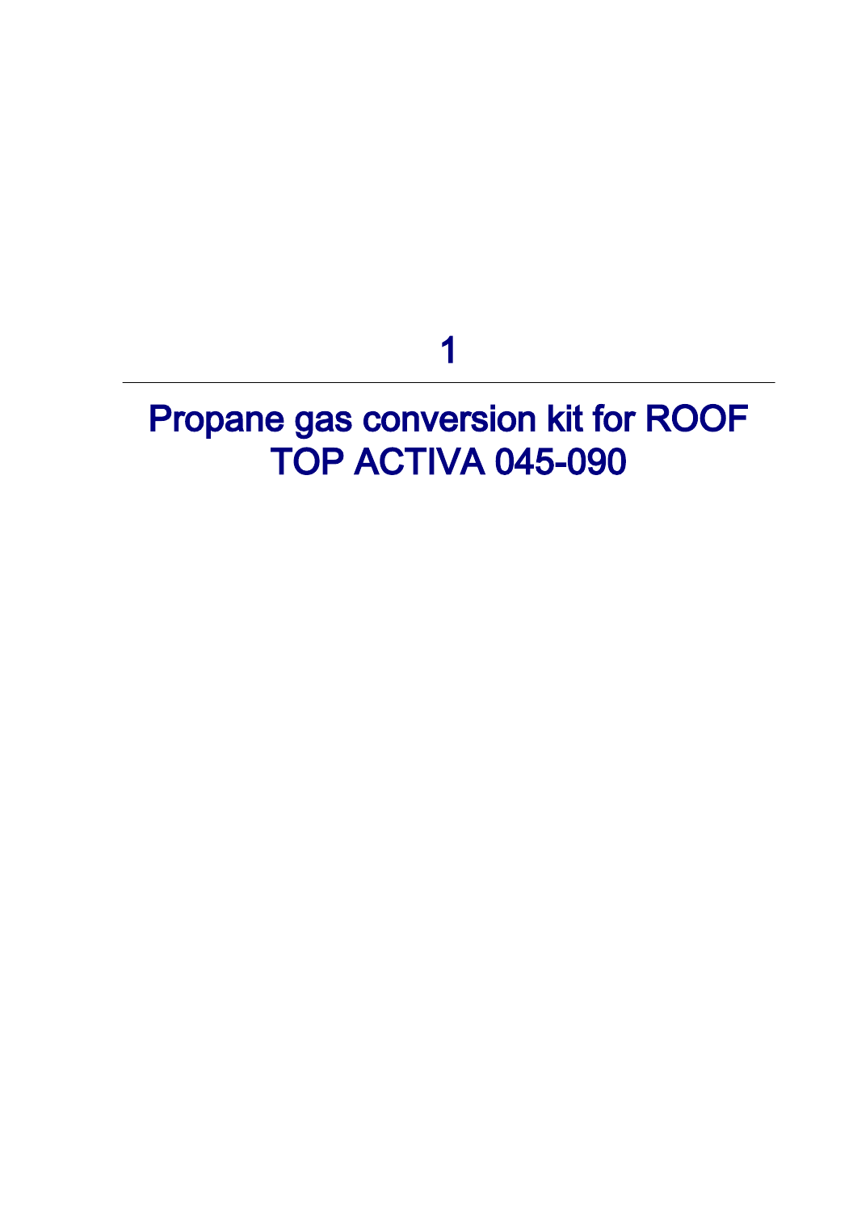# 1

# Propane gas conversion kit for ROOF TOP ACTIVA 045-090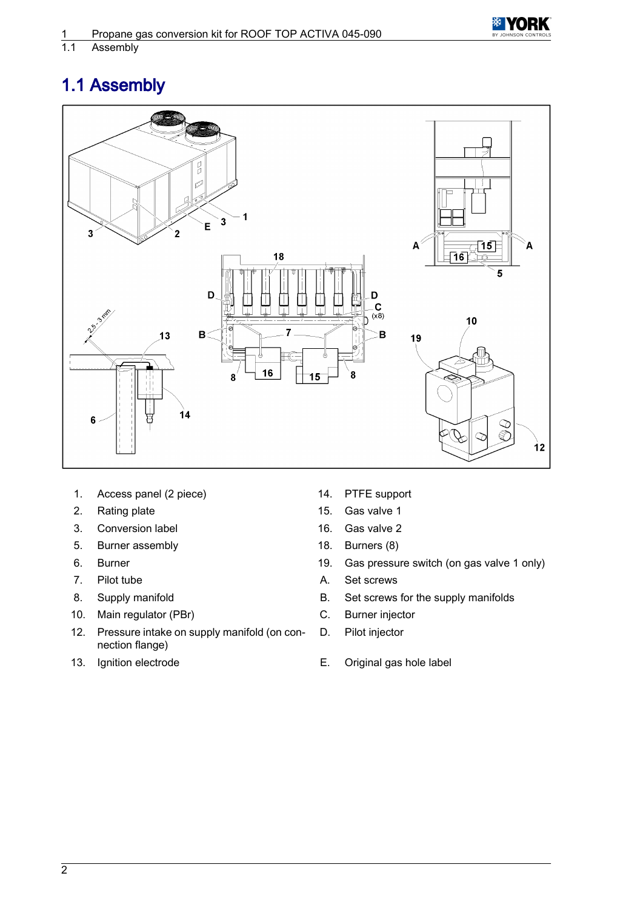# 1.1 Assembly

1. Access panel (2 piece)
2. Rating plate
3. Conversion label
5. Burner assembly
6. Burner
7. Pilot tube
8. Supply manifold
10. Main regulator (PBr)
12. Pressure intake on supply manifold (on connection flange)
13. Ignition electrode
14. PTFE support
15. Gas valve 1
16. Gas valve 2
18. Burners (8)
19. Gas pressure switch (on gas valve 1 only)

A. Set screws
B. Set screws for the supply manifolds
C. Burner injector
D. Pilot injector
E. Original gas hole label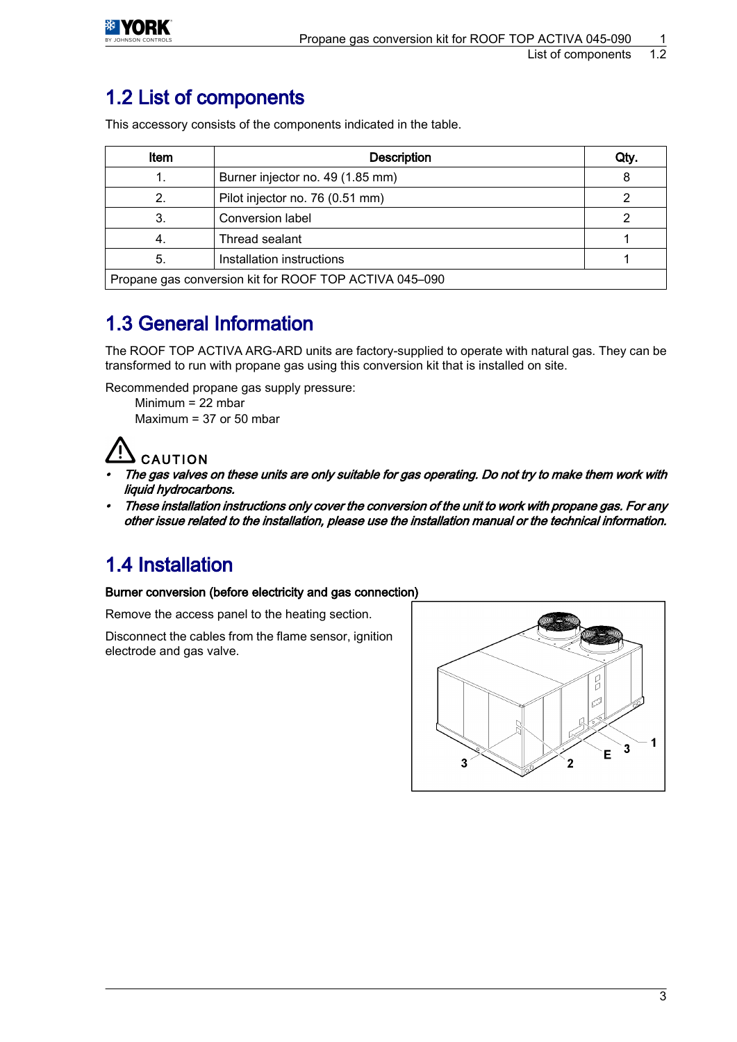## 1.2 List of components

This accessory consists of the components indicated in the table.

| Item | Description | Qty. |
|---|---|---|
| 1. | Burner injector no. 49 (1.85 mm) | 8 |
| 2. | Pilot injector no. 76 (0.51 mm) | 2 |
| 3. | Conversion label | 2 |
| 4. | Thread sealant | 1 |
| 5. | Installation instructions | 1 |
| Propane gas conversion kit for ROOF TOP ACTIVA 045–090 | | |

## 1.3 General Information

The ROOF TOP ACTIVA ARG-ARD units are factory-supplied to operate with natural gas. They can be transformed to run with propane gas using this conversion kit that is installed on site.

Recommended propane gas supply pressure:

Minimum = 22 mbar

Maximum = 37 or 50 mbar

**CAUTION**

- ***The gas valves on these units are only suitable for gas operating. Do not try to make them work with liquid hydrocarbons.***
- ***These installation instructions only cover the conversion of the unit to work with propane gas. For any other issue related to the installation, please use the installation manual or the technical information.***

## 1.4 Installation

**Burner conversion (before electricity and gas connection)**

Remove the access panel to the heating section.

Disconnect the cables from the flame sensor, ignition electrode and gas valve.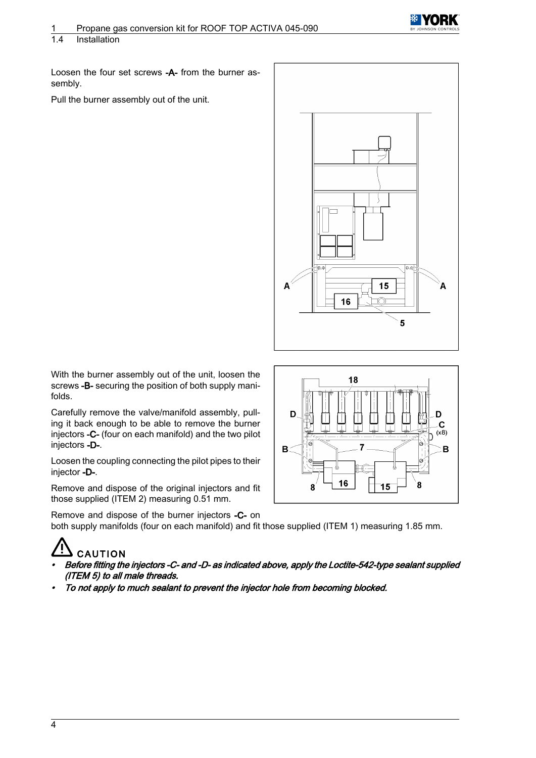Loosen the four set screws -A- from the burner assembly.

Pull the burner assembly out of the unit.

With the burner assembly out of the unit, loosen the screws -B- securing the position of both supply manifolds.

Carefully remove the valve/manifold assembly, pulling it back enough to be able to remove the burner injectors -C- (four on each manifold) and the two pilot injectors -D-.

Loosen the coupling connecting the pilot pipes to their injector -D-.

Remove and dispose of the original injectors and fit those supplied (ITEM 2) measuring 0.51 mm.

Remove and dispose of the burner injectors -C- on both supply manifolds (four on each manifold) and fit those supplied (ITEM 1) measuring 1.85 mm.

**CAUTION**

- ***Before fitting the injectors -C- and -D- as indicated above, apply the Loctite-542-type sealant supplied (ITEM 5) to all male threads.***
- ***To not apply to much sealant to prevent the injector hole from becoming blocked.***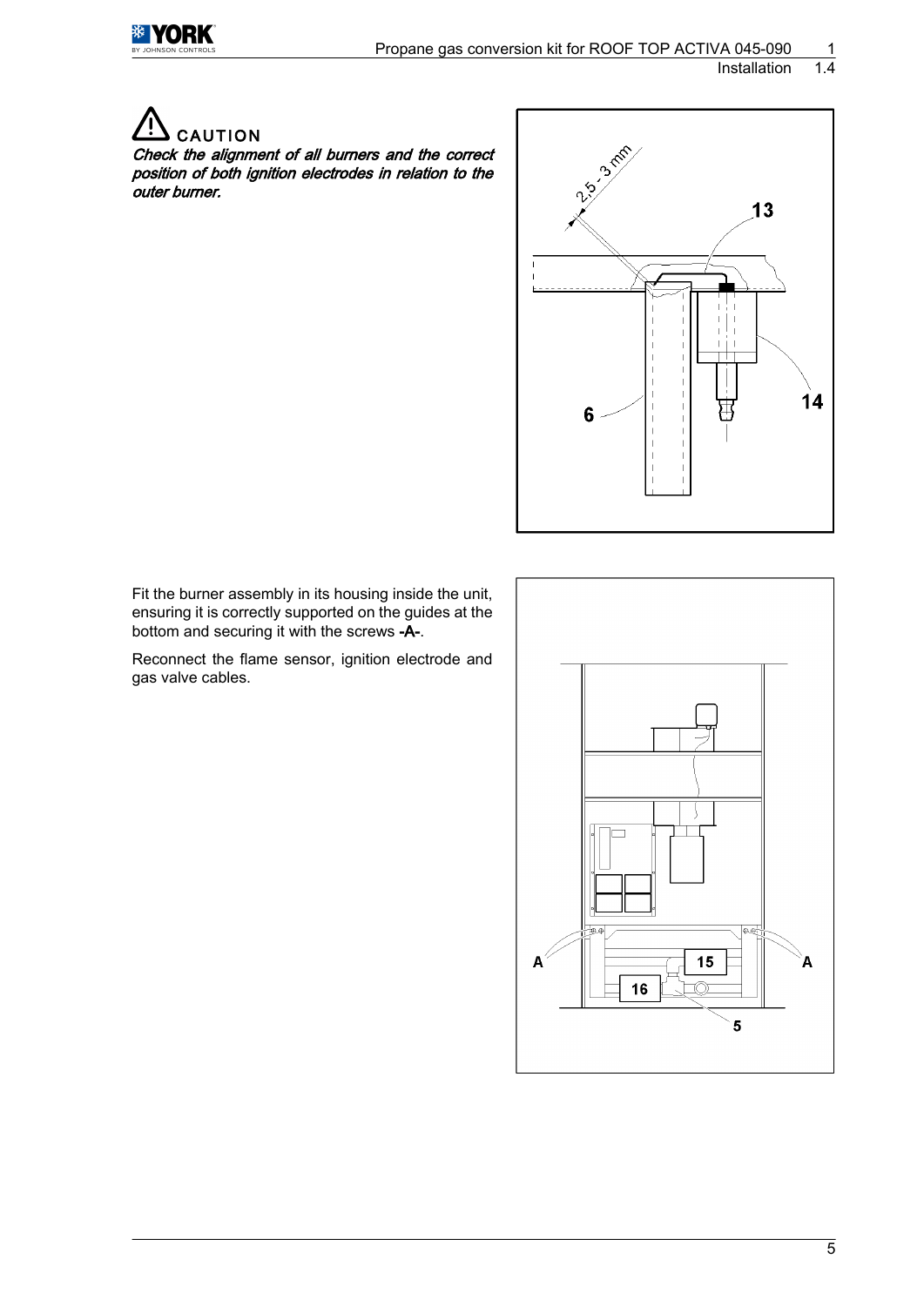**CAUTION**

***Check the alignment of all burners and the correct position of both ignition electrodes in relation to the outer burner.***

Fit the burner assembly in its housing inside the unit, ensuring it is correctly supported on the guides at the bottom and securing it with the screws **-A-**.

Reconnect the flame sensor, ignition electrode and gas valve cables.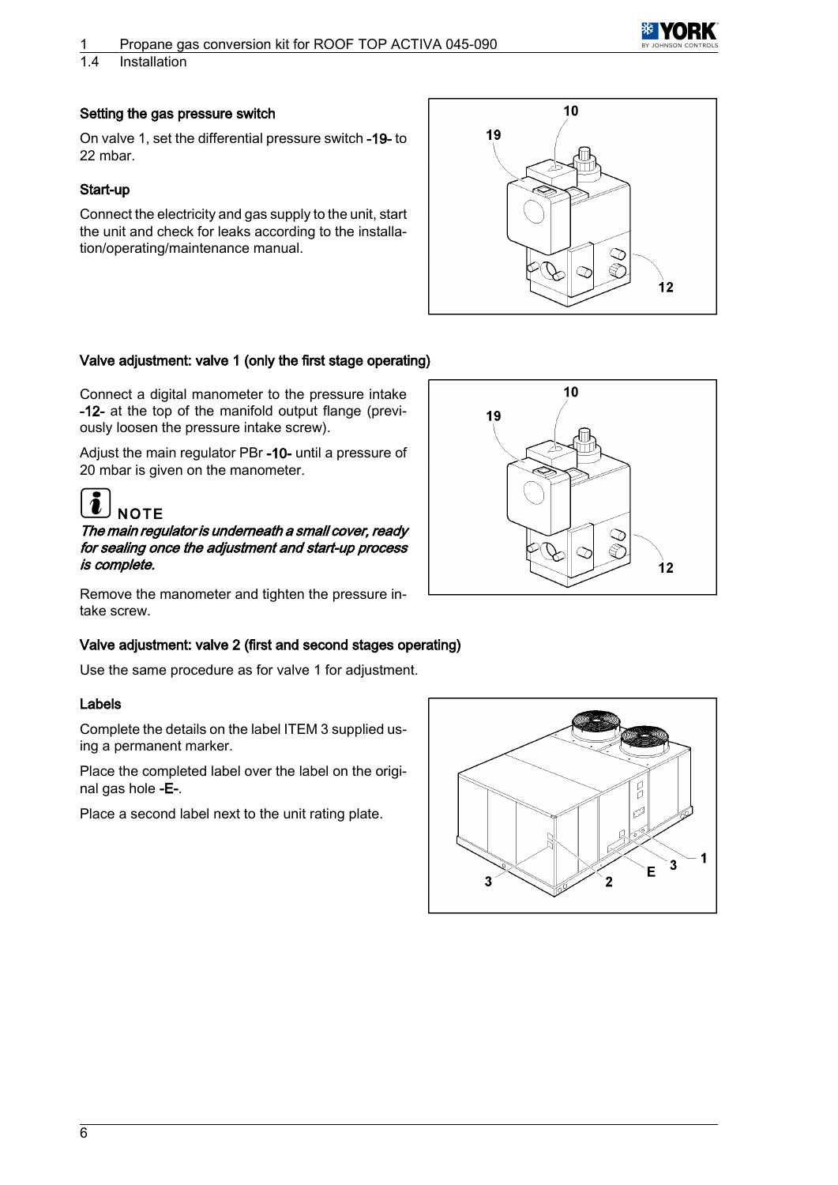#### Setting the gas pressure switch

On valve 1, set the differential pressure switch **-19-** to 22 mbar.

#### Start-up

Connect the electricity and gas supply to the unit, start the unit and check for leaks according to the installation/operating/maintenance manual.

10

19

12

#### Valve adjustment: valve 1 (only the first stage operating)

Connect a digital manometer to the pressure intake **-12-** at the top of the manifold output flange (previously loosen the pressure intake screw).

Adjust the main regulator PBr **-10-** until a pressure of 20 mbar is given on the manometer.

**NOTE**

***The main regulator is underneath a small cover, ready for sealing once the adjustment and start-up process is complete.***

Remove the manometer and tighten the pressure intake screw.

10

19

12

#### Valve adjustment: valve 2 (first and second stages operating)

Use the same procedure as for valve 1 for adjustment.

#### Labels

Complete the details on the label ITEM 3 supplied using a permanent marker.

Place the completed label over the label on the original gas hole **-E-**.

Place a second label next to the unit rating plate.

1

3

E

3

2